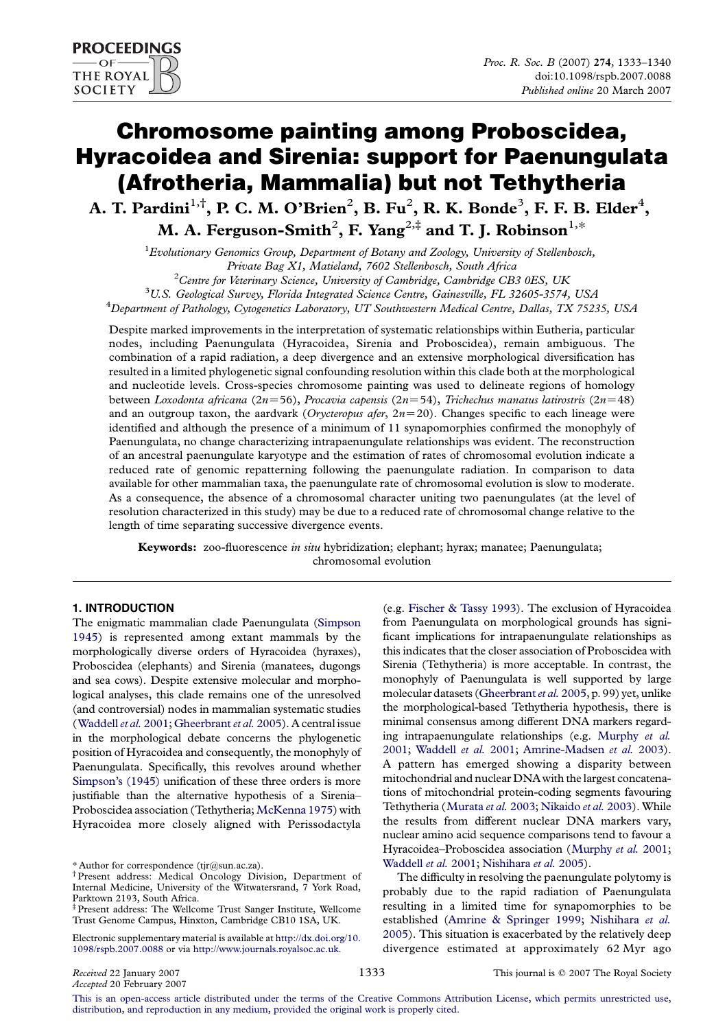# Chromosome painting among Proboscidea, Hyracoidea and Sirenia: support for Paenungulata (Afrotheria, Mammalia) but not Tethytheria

**A. T. Pardini[1,†], P. C. M. O'Brien[2], B. Fu[2], R. K. Bonde[3], F. F. B. Elder[4], M. A. Ferguson-Smith[2], F. Yang[2,‡] and T. J. Robinson[1,*]**

[1]Evolutionary Genomics Group, Department of Botany and Zoology, University of Stellenbosch, Private Bag X1, Matieland, 7602 Stellenbosch, South Africa

[2]Centre for Veterinary Science, University of Cambridge, Cambridge CB3 0ES, UK

[3]U.S. Geological Survey, Florida Integrated Science Centre, Gainesville, FL 32605-3574, USA

[4]Department of Pathology, Cytogenetics Laboratory, UT Southwestern Medical Centre, Dallas, TX 75235, USA

Despite marked improvements in the interpretation of systematic relationships within Eutheria, particular nodes, including Paenungulata (Hyracoidea, Sirenia and Proboscidea), remain ambiguous. The combination of a rapid radiation, a deep divergence and an extensive morphological diversification has resulted in a limited phylogenetic signal confounding resolution within this clade both at the morphological and nucleotide levels. Cross-species chromosome painting was used to delineate regions of homology between *Loxodonta africana* ($2n=56$), *Procavia capensis* ($2n=54$), *Trichechus manatus latirostris* ($2n=48$) and an outgroup taxon, the aardvark (*Orycteropus afer*, $2n=20$). Changes specific to each lineage were identified and although the presence of a minimum of 11 synapomorphies confirmed the monophyly of Paenungulata, no change characterizing intrapaenungulate relationships was evident. The reconstruction of an ancestral paenungulate karyotype and the estimation of rates of chromosomal evolution indicate a reduced rate of genomic repatterning following the paenungulate radiation. In comparison to data available for other mammalian taxa, the paenungulate rate of chromosomal evolution is slow to moderate. As a consequence, the absence of a chromosomal character uniting two paenungulates (at the level of resolution characterized in this study) may be due to a reduced rate of chromosomal change relative to the length of time separating successive divergence events.

**Keywords:** zoo-fluorescence *in situ* hybridization; elephant; hyrax; manatee; Paenungulata; chromosomal evolution

## 1. INTRODUCTION

The enigmatic mammalian clade Paenungulata (Simpson 1945) is represented among extant mammals by the morphologically diverse orders of Hyracoidea (hyraxes), Proboscidea (elephants) and Sirenia (manatees, dugongs and sea cows). Despite extensive molecular and morphological analyses, this clade remains one of the unresolved (and controversial) nodes in mammalian systematic studies (Waddell *et al.* 2001; Gheerbrant *et al.* 2005). A central issue in the morphological debate concerns the phylogenetic position of Hyracoidea and consequently, the monophyly of Paenungulata. Specifically, this revolves around whether Simpson's (1945) unification of these three orders is more justifiable than the alternative hypothesis of a Sirenia–Proboscidea association (Tethytheria; McKenna 1975) with Hyracoidea more closely aligned with Perissodactyla (e.g. Fischer & Tassy 1993). The exclusion of Hyracoidea from Paenungulata on morphological grounds has significant implications for intrapaenungulate relationships as this indicates that the closer association of Proboscidea with Sirenia (Tethytheria) is more acceptable. In contrast, the monophyly of Paenungulata is well supported by large molecular datasets (Gheerbrant *et al.* 2005, p. 99) yet, unlike the morphological-based Tethytheria hypothesis, there is minimal consensus among different DNA markers regarding intrapaenungulate relationships (e.g. Murphy *et al.* 2001; Waddell *et al.* 2001; Amrine-Madsen *et al.* 2003). A pattern has emerged showing a disparity between mitochondrial and nuclear DNA with the largest concatenations of mitochondrial protein-coding segments favouring Tethytheria (Murata *et al.* 2003; Nikaido *et al.* 2003). While the results from different nuclear DNA markers vary, nuclear amino acid sequence comparisons tend to favour a Hyracoidea–Proboscidea association (Murphy *et al.* 2001; Waddell *et al.* 2001; Nishihara *et al.* 2005).

The difficulty in resolving the paenungulate polytomy is probably due to the rapid radiation of Paenungulata resulting in a limited time for synapomorphies to be established (Amrine & Springer 1999; Nishihara *et al.* 2005). This situation is exacerbated by the relatively deep divergence estimated at approximately 62 Myr ago

\* Author for correspondence (tjr@sun.ac.za).

† Present address: Medical Oncology Division, Department of Internal Medicine, University of the Witwatersrand, 7 York Road, Parktown 2193, South Africa.

‡ Present address: The Wellcome Trust Sanger Institute, Wellcome Trust Genome Campus, Hinxton, Cambridge CB10 1SA, UK.

Electronic supplementary material is available at http://dx.doi.org/10.1098/rspb.2007.0088 or via http://www.journals.royalsoc.ac.uk.

*Received* 22 January 2007
*Accepted* 20 February 2007

This is an open-access article distributed under the terms of the Creative Commons Attribution License, which permits unrestricted use, distribution, and reproduction in any medium, provided the original work is properly cited.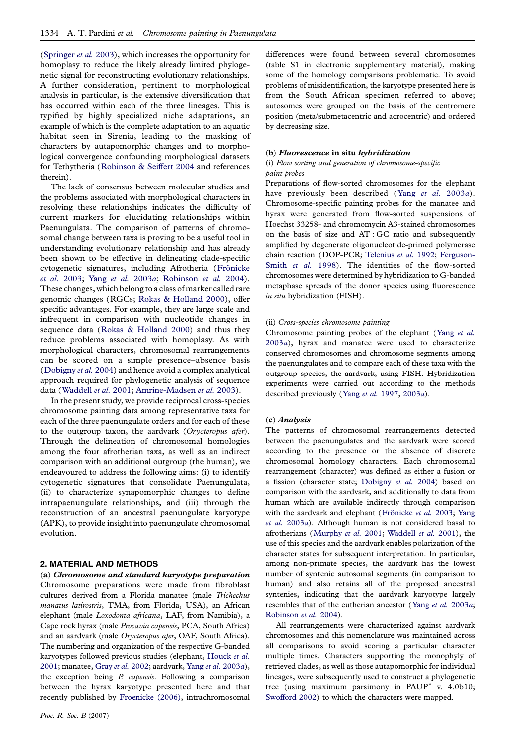(Springer *et al.* 2003), which increases the opportunity for homoplasy to reduce the likely already limited phylogenetic signal for reconstructing evolutionary relationships. A further consideration, pertinent to morphological analysis in particular, is the extensive diversification that has occurred within each of the three lineages. This is typified by highly specialized niche adaptations, an example of which is the complete adaptation to an aquatic habitat seen in Sirenia, leading to the masking of characters by autapomorphic changes and to morphological convergence confounding morphological datasets for Tethytheria (Robinson & Seiffert 2004 and references therein).

The lack of consensus between molecular studies and the problems associated with morphological characters in resolving these relationships indicates the difficulty of current markers for elucidating relationships within Paenungulata. The comparison of patterns of chromosomal change between taxa is proving to be a useful tool in understanding evolutionary relationship and has already been shown to be effective in delineating clade-specific cytogenetic signatures, including Afrotheria (Frönicke *et al.* 2003; Yang *et al.* 2003*a*; Robinson *et al.* 2004). These changes, which belong to a class of marker called rare genomic changes (RGCs; Rokas & Holland 2000), offer specific advantages. For example, they are large scale and infrequent in comparison with nucleotide changes in sequence data (Rokas & Holland 2000) and thus they reduce problems associated with homoplasy. As with morphological characters, chromosomal rearrangements can be scored on a simple presence–absence basis (Dobigny *et al.* 2004) and hence avoid a complex analytical approach required for phylogenetic analysis of sequence data (Waddell *et al.* 2001; Amrine-Madsen *et al.* 2003).

In the present study, we provide reciprocal cross-species chromosome painting data among representative taxa for each of the three paenungulate orders and for each of these to the outgroup taxon, the aardvark (*Orycteropus afer*). Through the delineation of chromosomal homologies among the four afrotherian taxa, as well as an indirect comparison with an additional outgroup (the human), we endeavoured to address the following aims: (i) to identify cytogenetic signatures that consolidate Paenungulata, (ii) to characterize synapomorphic changes to define intrapaenungulate relationships, and (iii) through the reconstruction of an ancestral paenungulate karyotype (APK), to provide insight into paenungulate chromosomal evolution.

## 2. MATERIAL AND METHODS

### (a) *Chromosome and standard karyotype preparation*

Chromosome preparations were made from fibroblast cultures derived from a Florida manatee (male *Trichechus manatus latirostris*, TMA, from Florida, USA), an African elephant (male *Loxodonta africana*, LAF, from Namibia), a Cape rock hyrax (male *Procavia capensis*, PCA, South Africa) and an aardvark (male *Orycteropus afer*, OAF, South Africa). The numbering and organization of the respective G-banded karyotypes followed previous studies (elephant, Houck *et al.* 2001; manatee, Gray *et al.* 2002; aardvark, Yang *et al.* 2003*a*), the exception being *P. capensis*. Following a comparison between the hyrax karyotype presented here and that recently published by Froenicke (2006), intrachromosomal differences were found between several chromosomes (table S1 in electronic supplementary material), making some of the homology comparisons problematic. To avoid problems of misidentification, the karyotype presented here is from the South African specimen referred to above; autosomes were grouped on the basis of the centromere position (meta/submetacentric and acrocentric) and ordered by decreasing size.

### (b) *Fluorescence* in situ *hybridization*

#### (i) *Flow sorting and generation of chromosome-specific paint probes*

Preparations of flow-sorted chromosomes for the elephant have previously been described (Yang *et al.* 2003*a*). Chromosome-specific painting probes for the manatee and hyrax were generated from flow-sorted suspensions of Hoechst 33258- and chromomycin A3-stained chromosomes on the basis of size and AT : GC ratio and subsequently amplified by degenerate oligonucleotide-primed polymerase chain reaction (DOP-PCR; Telenius *et al.* 1992; Ferguson-Smith *et al.* 1998). The identities of the flow-sorted chromosomes were determined by hybridization to G-banded metaphase spreads of the donor species using fluorescence *in situ* hybridization (FISH).

#### (ii) *Cross-species chromosome painting*

Chromosome painting probes of the elephant (Yang *et al.* 2003*a*), hyrax and manatee were used to characterize conserved chromosomes and chromosome segments among the paenungulates and to compare each of these taxa with the outgroup species, the aardvark, using FISH. Hybridization experiments were carried out according to the methods described previously (Yang *et al.* 1997, 2003*a*).

### (c) *Analysis*

The patterns of chromosomal rearrangements detected between the paenungulates and the aardvark were scored according to the presence or the absence of discrete chromosomal homology characters. Each chromosomal rearrangement (character) was defined as either a fusion or a fission (character state; Dobigny *et al.* 2004) based on comparison with the aardvark, and additionally to data from human which are available indirectly through comparison with the aardvark and elephant (Frönicke *et al.* 2003; Yang *et al.* 2003*a*). Although human is not considered basal to afrotherians (Murphy *et al.* 2001; Waddell *et al.* 2001), the use of this species and the aardvark enables polarization of the character states for subsequent interpretation. In particular, among non-primate species, the aardvark has the lowest number of syntenic autosomal segments (in comparison to human) and also retains all of the proposed ancestral syntenies, indicating that the aardvark karyotype largely resembles that of the eutherian ancestor (Yang *et al.* 2003*a*; Robinson *et al.* 2004).

All rearrangements were characterized against aardvark chromosomes and this nomenclature was maintained across all comparisons to avoid scoring a particular character multiple times. Characters supporting the monophyly of retrieved clades, as well as those autapomorphic for individual lineages, were subsequently used to construct a phylogenetic tree (using maximum parsimony in PAUP* v. 4.0b10; Swofford 2002) to which the characters were mapped.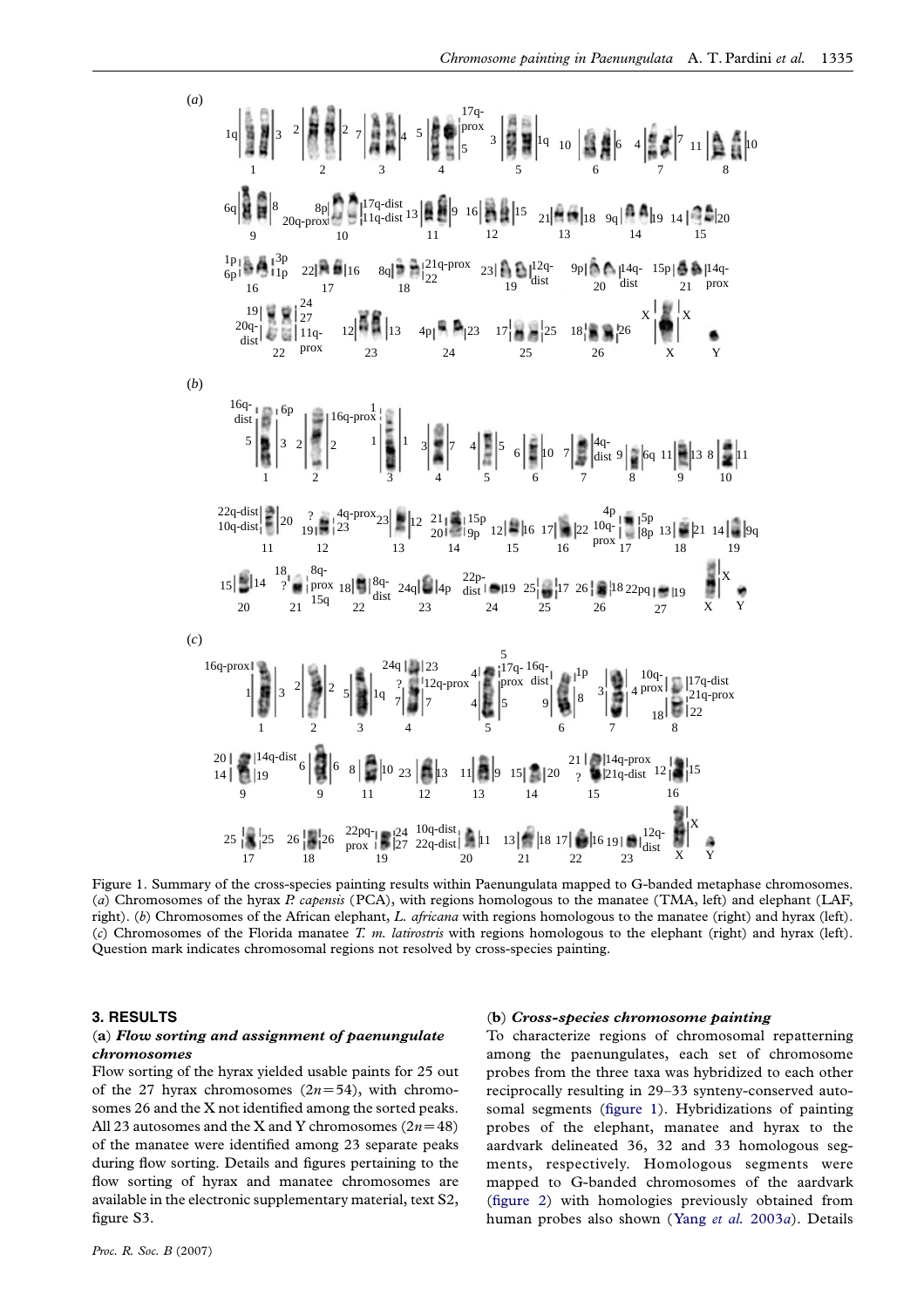Figure 1. Summary of the cross-species painting results within Paenungulata mapped to G-banded metaphase chromosomes. (*a*) Chromosomes of the hyrax *P. capensis* (PCA), with regions homologous to the manatee (TMA, left) and elephant (LAF, right). (*b*) Chromosomes of the African elephant, *L. africana* with regions homologous to the manatee (right) and hyrax (left). (*c*) Chromosomes of the Florida manatee *T. m. latirostris* with regions homologous to the elephant (right) and hyrax (left). Question mark indicates chromosomal regions not resolved by cross-species painting.

## 3. RESULTS

### (a) *Flow sorting and assignment of paenungulate chromosomes*

Flow sorting of the hyrax yielded usable paints for 25 out of the 27 hyrax chromosomes ($2n=54$), with chromosomes 26 and the X not identified among the sorted peaks. All 23 autosomes and the X and Y chromosomes ($2n=48$) of the manatee were identified among 23 separate peaks during flow sorting. Details and figures pertaining to the flow sorting of hyrax and manatee chromosomes are available in the electronic supplementary material, text S2, figure S3.

### (b) *Cross-species chromosome painting*

To characterize regions of chromosomal repatterning among the paenungulates, each set of chromosome probes from the three taxa was hybridized to each other reciprocally resulting in 29–33 synteny-conserved autosomal segments (figure 1). Hybridizations of painting probes of the elephant, manatee and hyrax to the aardvark delineated 36, 32 and 33 homologous segments, respectively. Homologous segments were mapped to G-banded chromosomes of the aardvark (figure 2) with homologies previously obtained from human probes also shown (Yang *et al.* 2003*a*). Details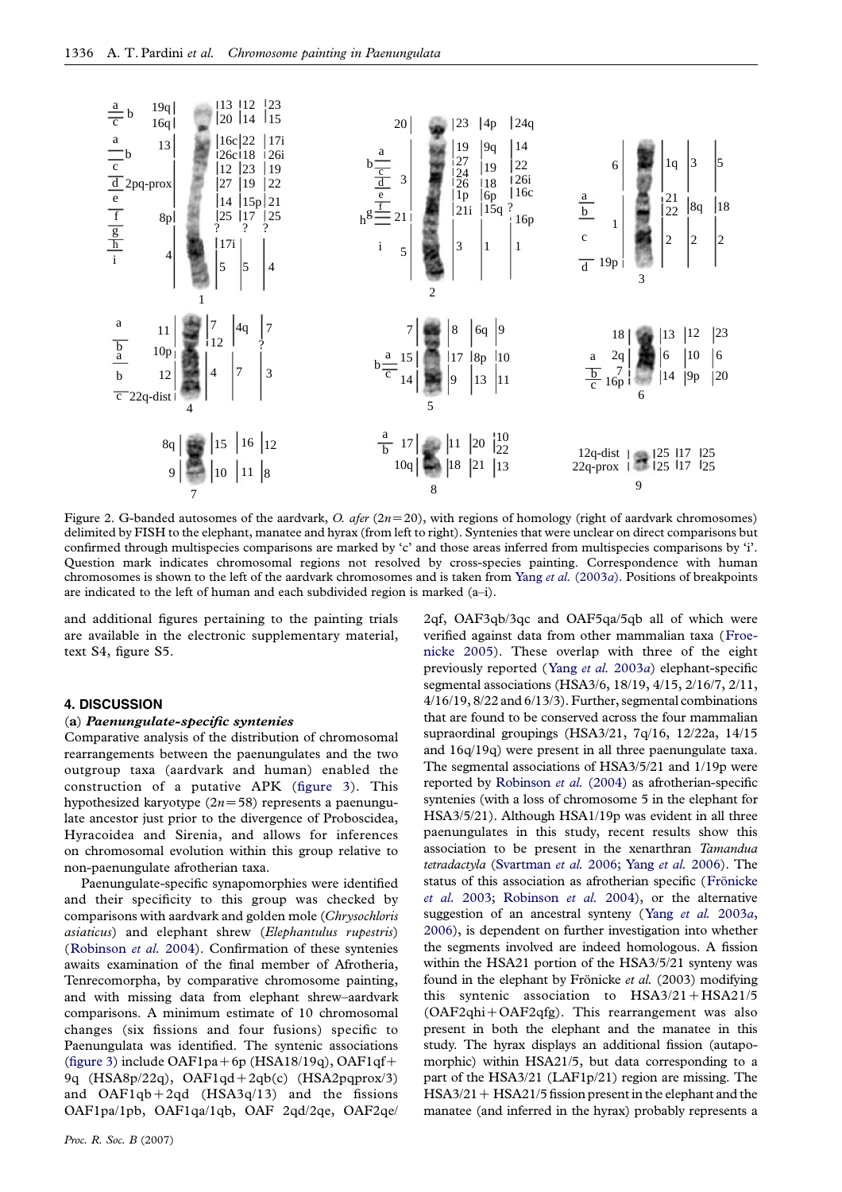Figure 2. G-banded autosomes of the aardvark, *O. afer* ($2n=20$), with regions of homology (right of aardvark chromosomes) delimited by FISH to the elephant, manatee and hyrax (from left to right). Syntenies that were unclear on direct comparisons but confirmed through multispecies comparisons are marked by 'c' and those areas inferred from multispecies comparisons by 'i'. Question mark indicates chromosomal regions not resolved by cross-species painting. Correspondence with human chromosomes is shown to the left of the aardvark chromosomes and is taken from Yang *et al.* (2003*a*). Positions of breakpoints are indicated to the left of human and each subdivided region is marked (a–i).

and additional figures pertaining to the painting trials are available in the electronic supplementary material, text S4, figure S5.

## 4. DISCUSSION

### (a) *Paenungulate-specific syntenies*

Comparative analysis of the distribution of chromosomal rearrangements between the paenungulates and the two outgroup taxa (aardvark and human) enabled the construction of a putative APK (figure 3). This hypothesized karyotype ($2n=58$) represents a paenungulate ancestor just prior to the divergence of Proboscidea, Hyracoidea and Sirenia, and allows for inferences on chromosomal evolution within this group relative to non-paenungulate afrotherian taxa.

Paenungulate-specific synapomorphies were identified and their specificity to this group was checked by comparisons with aardvark and golden mole (*Chrysochloris asiaticus*) and elephant shrew (*Elephantulus rupestris*) (Robinson *et al.* 2004). Confirmation of these syntenies awaits examination of the final member of Afrotheria, Tenrecomorpha, by comparative chromosome painting, and with missing data from elephant shrew–aardvark comparisons. A minimum estimate of 10 chromosomal changes (six fissions and four fusions) specific to Paenungulata was identified. The syntenic associations (figure 3) include OAF1pa+6p (HSA18/19q), OAF1qf+9q (HSA8p/22q), OAF1qd+2qb(c) (HSA2pqprox/3) and OAF1qb+2qd (HSA3q/13) and the fissions OAF1pa/1pb, OAF1qa/1qb, OAF 2qd/2qe, OAF2qe/2qf, OAF3qb/3qc and OAF5qa/5qb all of which were verified against data from other mammalian taxa (Froenicke 2005). These overlap with three of the eight previously reported (Yang *et al.* 2003*a*) elephant-specific segmental associations (HSA3/6, 18/19, 4/15, 2/16/7, 2/11, 4/16/19, 8/22 and 6/13/3). Further, segmental combinations that are found to be conserved across the four mammalian supraordinal groupings (HSA3/21, 7q/16, 12/22a, 14/15 and 16q/19q) were present in all three paenungulate taxa. The segmental associations of HSA3/5/21 and 1/19p were reported by Robinson *et al.* (2004) as afrotherian-specific syntenies (with a loss of chromosome 5 in the elephant for HSA3/5/21). Although HSA1/19p was evident in all three paenungulates in this study, recent results show this association to be present in the xenarthran *Tamandua tetradactyla* (Svartman *et al.* 2006; Yang *et al.* 2006). The status of this association as afrotherian specific (Frönicke *et al.* 2003; Robinson *et al.* 2004), or the alternative suggestion of an ancestral synteny (Yang *et al.* 2003*a*, 2006), is dependent on further investigation into whether the segments involved are indeed homologous. A fission within the HSA21 portion of the HSA3/5/21 synteny was found in the elephant by Frönicke *et al.* (2003) modifying this syntenic association to HSA3/21+HSA21/5 (OAF2qhi+OAF2qfg). This rearrangement was also present in both the elephant and the manatee in this study. The hyrax displays an additional fission (autapomorphic) within HSA21/5, but data corresponding to a part of the HSA3/21 (LAF1p/21) region are missing. The HSA3/21+HSA21/5 fission present in the elephant and the manatee (and inferred in the hyrax) probably represents a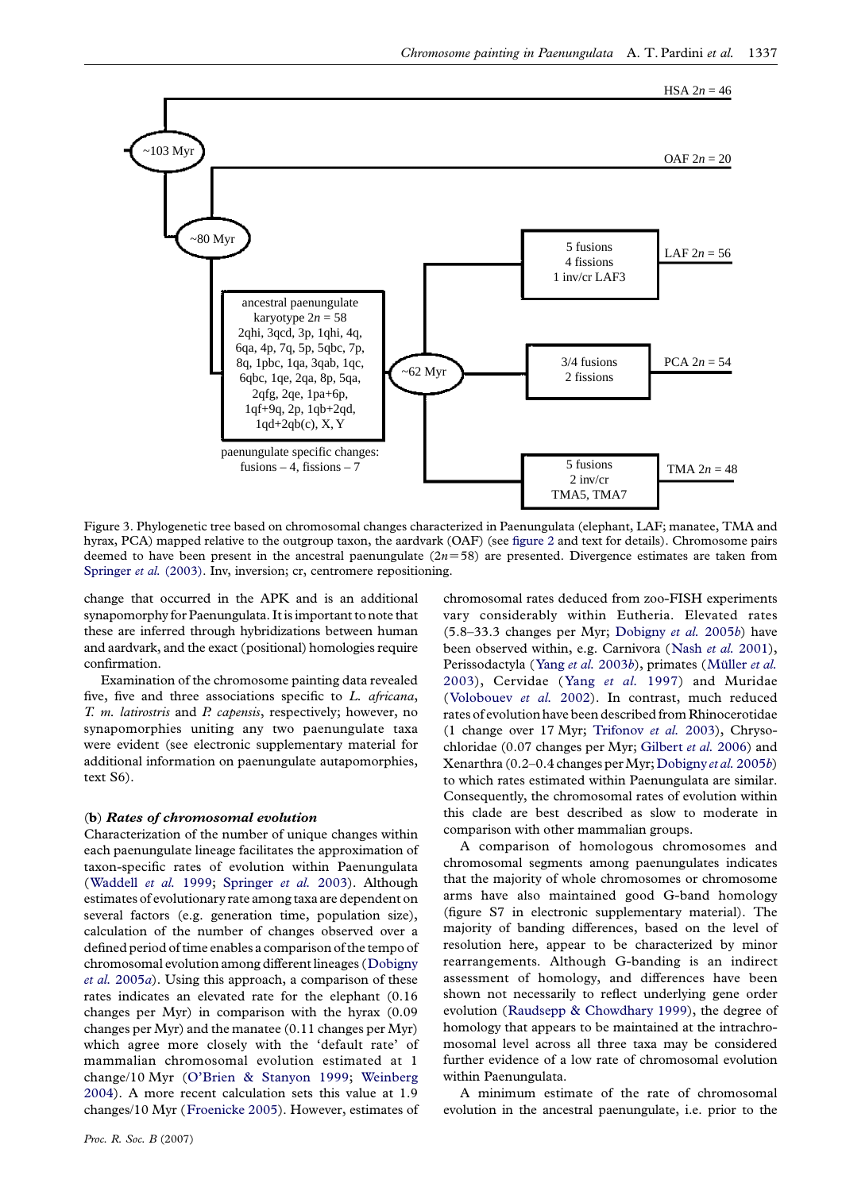HSA $2n = 46$

~103 Myr

OAF $2n = 20$

~80 Myr

5 fusions
4 fissions
1 inv/cr LAF3

LAF $2n = 56$

ancestral paenungulate karyotype $2n = 58$
2qhi, 3qcd, 3p, 1qhi, 4q, 6qa, 4p, 7q, 5p, 5qbc, 7p, 8q, 1pbc, 1qa, 3qab, 1qc, 6qbc, 1qe, 2qa, 8p, 5qa, 2qfg, 2qe, 1pa+6p, 1qf+9q, 2p, 1qb+2qd, 1qd+2qb(c), X, Y

~62 Myr

3/4 fusions
2 fissions

PCA $2n = 54$

paenungulate specific changes:
fusions – 4, fissions – 7

5 fusions
2 inv/cr
TMA5, TMA7

TMA $2n = 48$

Figure 3. Phylogenetic tree based on chromosomal changes characterized in Paenungulata (elephant, LAF; manatee, TMA and hyrax, PCA) mapped relative to the outgroup taxon, the aardvark (OAF) (see figure 2 and text for details). Chromosome pairs deemed to have been present in the ancestral paenungulate ($2n = 58$) are presented. Divergence estimates are taken from Springer *et al.* (2003). Inv, inversion; cr, centromere repositioning.

change that occurred in the APK and is an additional synapomorphy for Paenungulata. It is important to note that these are inferred through hybridizations between human and aardvark, and the exact (positional) homologies require confirmation.

Examination of the chromosome painting data revealed five, five and three associations specific to *L. africana*, *T. m. latirostris* and *P. capensis*, respectively; however, no synapomorphies uniting any two paenungulate taxa were evident (see electronic supplementary material for additional information on paenungulate autapomorphies, text S6).

### (b) *Rates of chromosomal evolution*

Characterization of the number of unique changes within each paenungulate lineage facilitates the approximation of taxon-specific rates of evolution within Paenungulata (Waddell *et al.* 1999; Springer *et al.* 2003). Although estimates of evolutionary rate among taxa are dependent on several factors (e.g. generation time, population size), calculation of the number of changes observed over a defined period of time enables a comparison of the tempo of chromosomal evolution among different lineages (Dobigny *et al.* 2005*a*). Using this approach, a comparison of these rates indicates an elevated rate for the elephant (0.16 changes per Myr) in comparison with the hyrax (0.09 changes per Myr) and the manatee (0.11 changes per Myr) which agree more closely with the 'default rate' of mammalian chromosomal evolution estimated at 1 change/10 Myr (O'Brien & Stanyon 1999; Weinberg 2004). A more recent calculation sets this value at 1.9 changes/10 Myr (Froenicke 2005). However, estimates of chromosomal rates deduced from zoo-FISH experiments vary considerably within Eutheria. Elevated rates (5.8–33.3 changes per Myr; Dobigny *et al.* 2005*b*) have been observed within, e.g. Carnivora (Nash *et al.* 2001), Perissodactyla (Yang *et al.* 2003*b*), primates (Müller *et al.* 2003), Cervidae (Yang *et al.* 1997) and Muridae (Volobouev *et al.* 2002). In contrast, much reduced rates of evolution have been described from Rhinocerotidae (1 change over 17 Myr; Trifonov *et al.* 2003), Chrysochloridae (0.07 changes per Myr; Gilbert *et al.* 2006) and Xenarthra (0.2–0.4 changes per Myr; Dobigny *et al.* 2005*b*) to which rates estimated within Paenungulata are similar. Consequently, the chromosomal rates of evolution within this clade are best described as slow to moderate in comparison with other mammalian groups.

A comparison of homologous chromosomes and chromosomal segments among paenungulates indicates that the majority of whole chromosomes or chromosome arms have also maintained good G-band homology (figure S7 in electronic supplementary material). The majority of banding differences, based on the level of resolution here, appear to be characterized by minor rearrangements. Although G-banding is an indirect assessment of homology, and differences have been shown not necessarily to reflect underlying gene order evolution (Raudsepp & Chowdhary 1999), the degree of homology that appears to be maintained at the intrachromosomal level across all three taxa may be considered further evidence of a low rate of chromosomal evolution within Paenungulata.

A minimum estimate of the rate of chromosomal evolution in the ancestral paenungulate, i.e. prior to the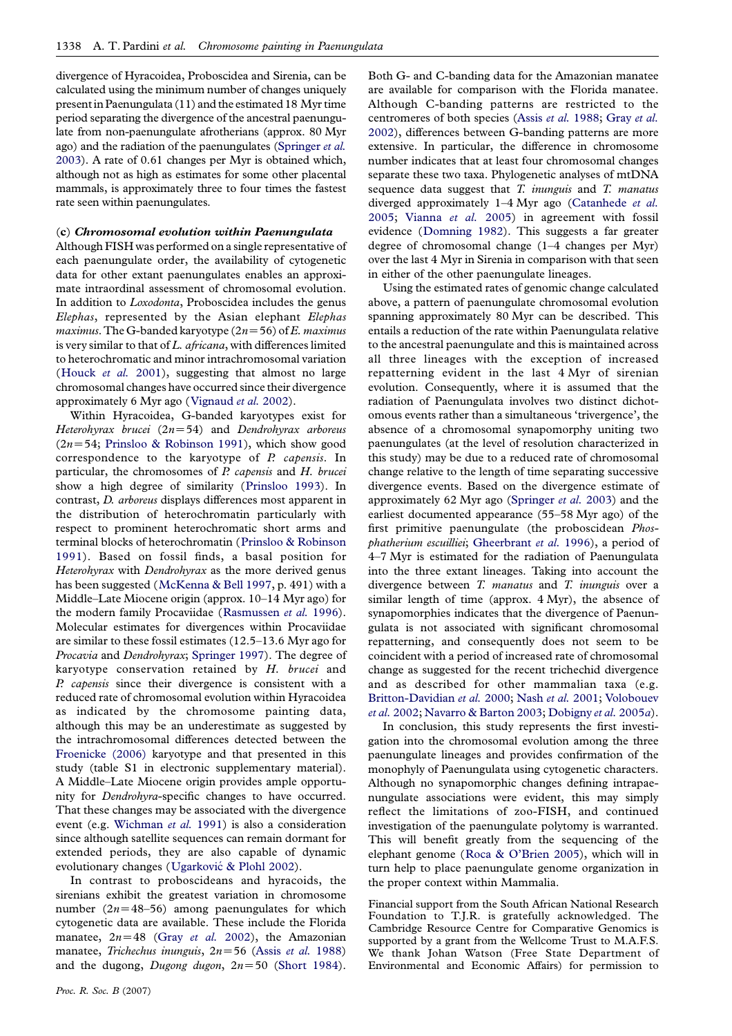divergence of Hyracoidea, Proboscidea and Sirenia, can be calculated using the minimum number of changes uniquely present in Paenungulata (11) and the estimated 18 Myr time period separating the divergence of the ancestral paenungulate from non-paenungulate afrotherians (approx. 80 Myr ago) and the radiation of the paenungulates (Springer *et al.* 2003). A rate of 0.61 changes per Myr is obtained which, although not as high as estimates for some other placental mammals, is approximately three to four times the fastest rate seen within paenungulates.

### (c) *Chromosomal evolution within Paenungulata*

Although FISH was performed on a single representative of each paenungulate order, the availability of cytogenetic data for other extant paenungulates enables an approximate intraordinal assessment of chromosomal evolution. In addition to *Loxodonta*, Proboscidea includes the genus *Elephas*, represented by the Asian elephant *Elephas maximus*. The G-banded karyotype ($2n=56$) of *E. maximus* is very similar to that of *L. africana*, with differences limited to heterochromatic and minor intrachromosomal variation (Houck *et al.* 2001), suggesting that almost no large chromosomal changes have occurred since their divergence approximately 6 Myr ago (Vignaud *et al.* 2002).

Within Hyracoidea, G-banded karyotypes exist for *Heterohyrax brucei* ($2n=54$) and *Dendrohyrax arboreus* ($2n=54$; Prinsloo & Robinson 1991), which show good correspondence to the karyotype of *P. capensis*. In particular, the chromosomes of *P. capensis* and *H. brucei* show a high degree of similarity (Prinsloo 1993). In contrast, *D. arboreus* displays differences most apparent in the distribution of heterochromatin particularly with respect to prominent heterochromatic short arms and terminal blocks of heterochromatin (Prinsloo & Robinson 1991). Based on fossil finds, a basal position for *Heterohyrax* with *Dendrohyrax* as the more derived genus has been suggested (McKenna & Bell 1997, p. 491) with a Middle–Late Miocene origin (approx. 10–14 Myr ago) for the modern family Procaviidae (Rasmussen *et al.* 1996). Molecular estimates for divergences within Procaviidae are similar to these fossil estimates (12.5–13.6 Myr ago for *Procavia* and *Dendrohyrax*; Springer 1997). The degree of karyotype conservation retained by *H. brucei* and *P. capensis* since their divergence is consistent with a reduced rate of chromosomal evolution within Hyracoidea as indicated by the chromosome painting data, although this may be an underestimate as suggested by the intrachromosomal differences detected between the Froenicke (2006) karyotype and that presented in this study (table S1 in electronic supplementary material). A Middle–Late Miocene origin provides ample opportunity for *Dendrohyra*-specific changes to have occurred. That these changes may be associated with the divergence event (e.g. Wichman *et al.* 1991) is also a consideration since although satellite sequences can remain dormant for extended periods, they are also capable of dynamic evolutionary changes (Ugarković & Plohl 2002).

In contrast to proboscideans and hyracoids, the sirenians exhibit the greatest variation in chromosome number ($2n=48$–$56$) among paenungulates for which cytogenetic data are available. These include the Florida manatee, $2n=48$ (Gray *et al.* 2002), the Amazonian manatee, *Trichechus inunguis*, $2n=56$ (Assis *et al.* 1988) and the dugong, *Dugong dugon*, $2n=50$ (Short 1984). Both G- and C-banding data for the Amazonian manatee are available for comparison with the Florida manatee. Although C-banding patterns are restricted to the centromeres of both species (Assis *et al.* 1988; Gray *et al.* 2002), differences between G-banding patterns are more extensive. In particular, the difference in chromosome number indicates that at least four chromosomal changes separate these two taxa. Phylogenetic analyses of mtDNA sequence data suggest that *T. inunguis* and *T. manatus* diverged approximately 1–4 Myr ago (Catanhede *et al.* 2005; Vianna *et al.* 2005) in agreement with fossil evidence (Domning 1982). This suggests a far greater degree of chromosomal change (1–4 changes per Myr) over the last 4 Myr in Sirenia in comparison with that seen in either of the other paenungulate lineages.

Using the estimated rates of genomic change calculated above, a pattern of paenungulate chromosomal evolution spanning approximately 80 Myr can be described. This entails a reduction of the rate within Paenungulata relative to the ancestral paenungulate and this is maintained across all three lineages with the exception of increased repatterning evident in the last 4 Myr of sirenian evolution. Consequently, where it is assumed that the radiation of Paenungulata involves two distinct dichotomous events rather than a simultaneous 'trivergence', the absence of a chromosomal synapomorphy uniting two paenungulates (at the level of resolution characterized in this study) may be due to a reduced rate of chromosomal change relative to the length of time separating successive divergence events. Based on the divergence estimate of approximately 62 Myr ago (Springer *et al.* 2003) and the earliest documented appearance (55–58 Myr ago) of the first primitive paenungulate (the proboscidean *Phosphatherium escuilliei*; Gheerbrant *et al.* 1996), a period of 4–7 Myr is estimated for the radiation of Paenungulata into the three extant lineages. Taking into account the divergence between *T. manatus* and *T. inunguis* over a similar length of time (approx. 4 Myr), the absence of synapomorphies indicates that the divergence of Paenungulata is not associated with significant chromosomal repatterning, and consequently does not seem to be coincident with a period of increased rate of chromosomal change as suggested for the recent trichechid divergence and as described for other mammalian taxa (e.g. Britton-Davidian *et al.* 2000; Nash *et al.* 2001; Volobouev *et al.* 2002; Navarro & Barton 2003; Dobigny *et al.* 2005*a*).

In conclusion, this study represents the first investigation into the chromosomal evolution among the three paenungulate lineages and provides confirmation of the monophyly of Paenungulata using cytogenetic characters. Although no synapomorphic changes defining intrapaenungulate associations were evident, this may simply reflect the limitations of zoo-FISH, and continued investigation of the paenungulate polytomy is warranted. This will benefit greatly from the sequencing of the elephant genome (Roca & O'Brien 2005), which will in turn help to place paenungulate genome organization in the proper context within Mammalia.

Financial support from the South African National Research Foundation to T.J.R. is gratefully acknowledged. The Cambridge Resource Centre for Comparative Genomics is supported by a grant from the Wellcome Trust to M.A.F.S. We thank Johan Watson (Free State Department of Environmental and Economic Affairs) for permission to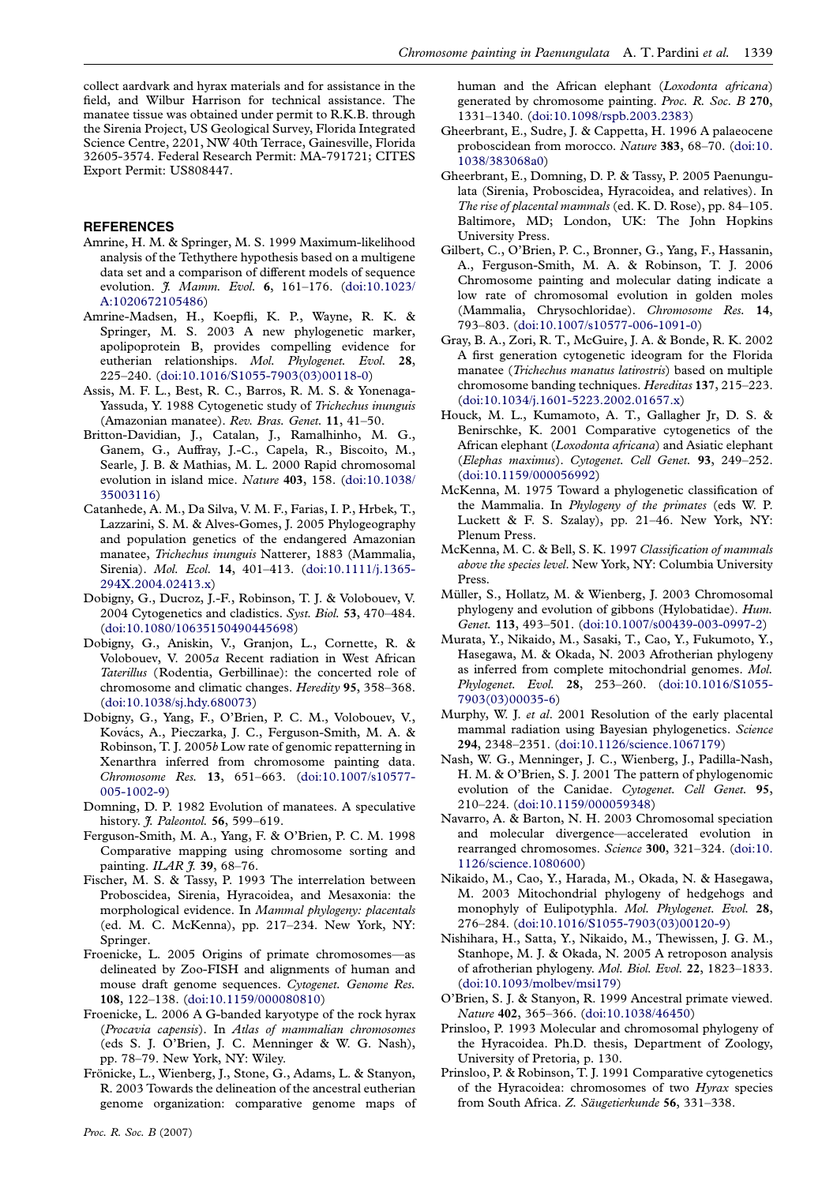collect aardvark and hyrax materials and for assistance in the field, and Wilbur Harrison for technical assistance. The manatee tissue was obtained under permit to R.K.B. through the Sirenia Project, US Geological Survey, Florida Integrated Science Centre, 2201, NW 40th Terrace, Gainesville, Florida 32605-3574. Federal Research Permit: MA-791721; CITES Export Permit: US808447.

## REFERENCES

Amrine, H. M. & Springer, M. S. 1999 Maximum-likelihood analysis of the Tethythere hypothesis based on a multigene data set and a comparison of different models of sequence evolution. *J. Mamm. Evol.* **6**, 161–176. (doi:10.1023/A:1020672105486)

Amrine-Madsen, H., Koepfli, K. P., Wayne, R. K. & Springer, M. S. 2003 A new phylogenetic marker, apolipoprotein B, provides compelling evidence for eutherian relationships. *Mol. Phylogenet. Evol.* **28**, 225–240. (doi:10.1016/S1055-7903(03)00118-0)

Assis, M. F. L., Best, R. C., Barros, R. M. S. & Yonenaga-Yassuda, Y. 1988 Cytogenetic study of *Trichechus inunguis* (Amazonian manatee). *Rev. Bras. Genet.* **11**, 41–50.

Britton-Davidian, J., Catalan, J., Ramalhinho, M. G., Ganem, G., Auffray, J.-C., Capela, R., Biscoito, M., Searle, J. B. & Mathias, M. L. 2000 Rapid chromosomal evolution in island mice. *Nature* **403**, 158. (doi:10.1038/35003116)

Catanhede, A. M., Da Silva, V. M. F., Farias, I. P., Hrbek, T., Lazzarini, S. M. & Alves-Gomes, J. 2005 Phylogeography and population genetics of the endangered Amazonian manatee, *Trichechus inunguis* Natterer, 1883 (Mammalia, Sirenia). *Mol. Ecol.* **14**, 401–413. (doi:10.1111/j.1365-294X.2004.02413.x)

Dobigny, G., Ducroz, J.-F., Robinson, T. J. & Volobouev, V. 2004 Cytogenetics and cladistics. *Syst. Biol.* **53**, 470–484. (doi:10.1080/10635150490445698)

Dobigny, G., Aniskin, V., Granjon, L., Cornette, R. & Volobouev, V. 2005*a* Recent radiation in West African *Taterillus* (Rodentia, Gerbillinae): the concerted role of chromosome and climatic changes. *Heredity* **95**, 358–368. (doi:10.1038/sj.hdy.680073)

Dobigny, G., Yang, F., O'Brien, P. C. M., Volobouev, V., Kovács, A., Pieczarka, J. C., Ferguson-Smith, M. A. & Robinson, T. J. 2005*b* Low rate of genomic repatterning in Xenarthra inferred from chromosome painting data. *Chromosome Res.* **13**, 651–663. (doi:10.1007/s10577-005-1002-9)

Domning, D. P. 1982 Evolution of manatees. A speculative history. *J. Paleontol.* **56**, 599–619.

Ferguson-Smith, M. A., Yang, F. & O'Brien, P. C. M. 1998 Comparative mapping using chromosome sorting and painting. *ILAR J.* **39**, 68–76.

Fischer, M. S. & Tassy, P. 1993 The interrelation between Proboscidea, Sirenia, Hyracoidea, and Mesaxonia: the morphological evidence. In *Mammal phylogeny: placentals* (ed. M. C. McKenna), pp. 217–234. New York, NY: Springer.

Froenicke, L. 2005 Origins of primate chromosomes—as delineated by Zoo-FISH and alignments of human and mouse draft genome sequences. *Cytogenet. Genome Res.* **108**, 122–138. (doi:10.1159/000080810)

Froenicke, L. 2006 A G-banded karyotype of the rock hyrax (*Procavia capensis*). In *Atlas of mammalian chromosomes* (eds S. J. O'Brien, J. C. Menninger & W. G. Nash), pp. 78–79. New York, NY: Wiley.

Frönicke, L., Wienberg, J., Stone, G., Adams, L. & Stanyon, R. 2003 Towards the delineation of the ancestral eutherian genome organization: comparative genome maps of human and the African elephant (*Loxodonta africana*) generated by chromosome painting. *Proc. R. Soc. B* **270**, 1331–1340. (doi:10.1098/rspb.2003.2383)

Gheerbrant, E., Sudre, J. & Cappetta, H. 1996 A palaeocene proboscidean from morocco. *Nature* **383**, 68–70. (doi:10.1038/383068a0)

Gheerbrant, E., Domning, D. P. & Tassy, P. 2005 Paenungulata (Sirenia, Proboscidea, Hyracoidea, and relatives). In *The rise of placental mammals* (ed. K. D. Rose), pp. 84–105. Baltimore, MD; London, UK: The John Hopkins University Press.

Gilbert, C., O'Brien, P. C., Bronner, G., Yang, F., Hassanin, A., Ferguson-Smith, M. A. & Robinson, T. J. 2006 Chromosome painting and molecular dating indicate a low rate of chromosomal evolution in golden moles (Mammalia, Chrysochloridae). *Chromosome Res.* **14**, 793–803. (doi:10.1007/s10577-006-1091-0)

Gray, B. A., Zori, R. T., McGuire, J. A. & Bonde, R. K. 2002 A first generation cytogenetic ideogram for the Florida manatee (*Trichechus manatus latirostris*) based on multiple chromosome banding techniques. *Hereditas* **137**, 215–223. (doi:10.1034/j.1601-5223.2002.01657.x)

Houck, M. L., Kumamoto, A. T., Gallagher Jr, D. S. & Benirschke, K. 2001 Comparative cytogenetics of the African elephant (*Loxodonta africana*) and Asiatic elephant (*Elephas maximus*). *Cytogenet. Cell Genet.* **93**, 249–252. (doi:10.1159/000056992)

McKenna, M. 1975 Toward a phylogenetic classification of the Mammalia. In *Phylogeny of the primates* (eds W. P. Luckett & F. S. Szalay), pp. 21–46. New York, NY: Plenum Press.

McKenna, M. C. & Bell, S. K. 1997 *Classification of mammals above the species level*. New York, NY: Columbia University Press.

Müller, S., Hollatz, M. & Wienberg, J. 2003 Chromosomal phylogeny and evolution of gibbons (Hylobatidae). *Hum. Genet.* **113**, 493–501. (doi:10.1007/s00439-003-0997-2)

Murata, Y., Nikaido, M., Sasaki, T., Cao, Y., Fukumoto, Y., Hasegawa, M. & Okada, N. 2003 Afrotherian phylogeny as inferred from complete mitochondrial genomes. *Mol. Phylogenet. Evol.* **28**, 253–260. (doi:10.1016/S1055-7903(03)00035-6)

Murphy, W. J. *et al*. 2001 Resolution of the early placental mammal radiation using Bayesian phylogenetics. *Science* **294**, 2348–2351. (doi:10.1126/science.1067179)

Nash, W. G., Menninger, J. C., Wienberg, J., Padilla-Nash, H. M. & O'Brien, S. J. 2001 The pattern of phylogenomic evolution of the Canidae. *Cytogenet. Cell Genet.* **95**, 210–224. (doi:10.1159/000059348)

Navarro, A. & Barton, N. H. 2003 Chromosomal speciation and molecular divergence—accelerated evolution in rearranged chromosomes. *Science* **300**, 321–324. (doi:10.1126/science.1080600)

Nikaido, M., Cao, Y., Harada, M., Okada, N. & Hasegawa, M. 2003 Mitochondrial phylogeny of hedgehogs and monophyly of Eulipotyphla. *Mol. Phylogenet. Evol.* **28**, 276–284. (doi:10.1016/S1055-7903(03)00120-9)

Nishihara, H., Satta, Y., Nikaido, M., Thewissen, J. G. M., Stanhope, M. J. & Okada, N. 2005 A retroposon analysis of afrotherian phylogeny. *Mol. Biol. Evol.* **22**, 1823–1833. (doi:10.1093/molbev/msi179)

O'Brien, S. J. & Stanyon, R. 1999 Ancestral primate viewed. *Nature* **402**, 365–366. (doi:10.1038/46450)

Prinsloo, P. 1993 Molecular and chromosomal phylogeny of the Hyracoidea. Ph.D. thesis, Department of Zoology, University of Pretoria, p. 130.

Prinsloo, P. & Robinson, T. J. 1991 Comparative cytogenetics of the Hyracoidea: chromosomes of two *Hyrax* species from South Africa. *Z. Säugetierkunde* **56**, 331–338.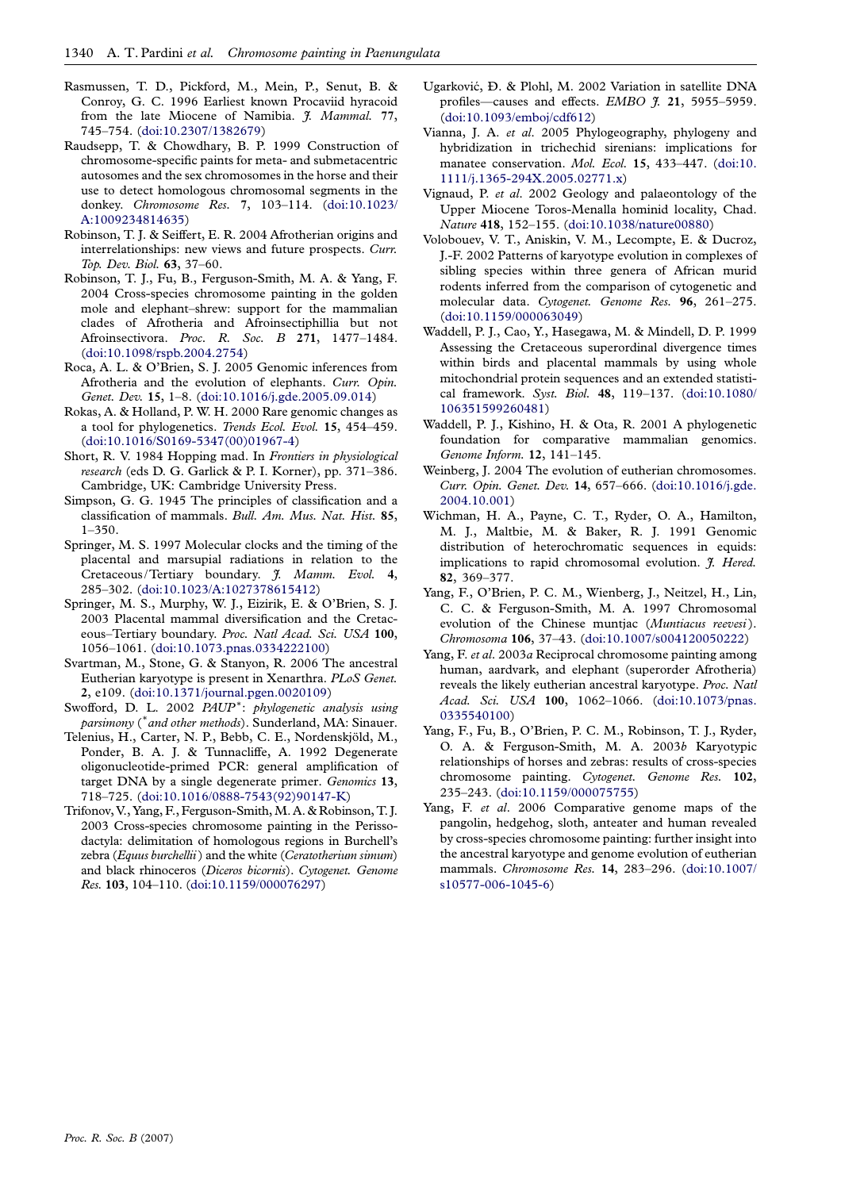Rasmussen, T. D., Pickford, M., Mein, P., Senut, B. & Conroy, G. C. 1996 Earliest known Procaviid hyracoid from the late Miocene of Namibia. *J. Mammal.* **77**, 745–754. (doi:10.2307/1382679)

Raudsepp, T. & Chowdhary, B. P. 1999 Construction of chromosome-specific paints for meta- and submetacentric autosomes and the sex chromosomes in the horse and their use to detect homologous chromosomal segments in the donkey. *Chromosome Res.* **7**, 103–114. (doi:10.1023/A:1009234814635)

Robinson, T. J. & Seiffert, E. R. 2004 Afrotherian origins and interrelationships: new views and future prospects. *Curr. Top. Dev. Biol.* **63**, 37–60.

Robinson, T. J., Fu, B., Ferguson-Smith, M. A. & Yang, F. 2004 Cross-species chromosome painting in the golden mole and elephant–shrew: support for the mammalian clades of Afrotheria and Afroinsectiphillia but not Afroinsectivora. *Proc. R. Soc. B* **271**, 1477–1484. (doi:10.1098/rspb.2004.2754)

Roca, A. L. & O'Brien, S. J. 2005 Genomic inferences from Afrotheria and the evolution of elephants. *Curr. Opin. Genet. Dev.* **15**, 1–8. (doi:10.1016/j.gde.2005.09.014)

Rokas, A. & Holland, P. W. H. 2000 Rare genomic changes as a tool for phylogenetics. *Trends Ecol. Evol.* **15**, 454–459. (doi:10.1016/S0169-5347(00)01967-4)

Short, R. V. 1984 Hopping mad. In *Frontiers in physiological research* (eds D. G. Garlick & P. I. Korner), pp. 371–386. Cambridge, UK: Cambridge University Press.

Simpson, G. G. 1945 The principles of classification and a classification of mammals. *Bull. Am. Mus. Nat. Hist.* **85**, 1–350.

Springer, M. S. 1997 Molecular clocks and the timing of the placental and marsupial radiations in relation to the Cretaceous/Tertiary boundary. *J. Mamm. Evol.* **4**, 285–302. (doi:10.1023/A:1027378615412)

Springer, M. S., Murphy, W. J., Eizirik, E. & O'Brien, S. J. 2003 Placental mammal diversification and the Cretaceous–Tertiary boundary. *Proc. Natl Acad. Sci. USA* **100**, 1056–1061. (doi:10.1073.pnas.0334222100)

Svartman, M., Stone, G. & Stanyon, R. 2006 The ancestral Eutherian karyotype is present in Xenarthra. *PLoS Genet.* **2**, e109. (doi:10.1371/journal.pgen.0020109)

Swofford, D. L. 2002 *PAUP\*: phylogenetic analysis using parsimony (\*and other methods)*. Sunderland, MA: Sinauer.

Telenius, H., Carter, N. P., Bebb, C. E., Nordenskjöld, M., Ponder, B. A. J. & Tunnacliffe, A. 1992 Degenerate oligonucleotide-primed PCR: general amplification of target DNA by a single degenerate primer. *Genomics* **13**, 718–725. (doi:10.1016/0888-7543(92)90147-K)

Trifonov, V., Yang, F., Ferguson-Smith, M. A. & Robinson, T. J. 2003 Cross-species chromosome painting in the Perissodactyla: delimitation of homologous regions in Burchell's zebra (*Equus burchellii*) and the white (*Ceratotherium simum*) and black rhinoceros (*Diceros bicornis*). *Cytogenet. Genome Res.* **103**, 104–110. (doi:10.1159/000076297)

Ugarković, Đ. & Plohl, M. 2002 Variation in satellite DNA profiles—causes and effects. *EMBO J.* **21**, 5955–5959. (doi:10.1093/emboj/cdf612)

Vianna, J. A. *et al.* 2005 Phylogeography, phylogeny and hybridization in trichechid sirenians: implications for manatee conservation. *Mol. Ecol.* **15**, 433–447. (doi:10.1111/j.1365-294X.2005.02771.x)

Vignaud, P. *et al.* 2002 Geology and palaeontology of the Upper Miocene Toros-Menalla hominid locality, Chad. *Nature* **418**, 152–155. (doi:10.1038/nature00880)

Volobouev, V. T., Aniskin, V. M., Lecompte, E. & Ducroz, J.-F. 2002 Patterns of karyotype evolution in complexes of sibling species within three genera of African murid rodents inferred from the comparison of cytogenetic and molecular data. *Cytogenet. Genome Res.* **96**, 261–275. (doi:10.1159/000063049)

Waddell, P. J., Cao, Y., Hasegawa, M. & Mindell, D. P. 1999 Assessing the Cretaceous superordinal divergence times within birds and placental mammals by using whole mitochondrial protein sequences and an extended statistical framework. *Syst. Biol.* **48**, 119–137. (doi:10.1080/106351599260481)

Waddell, P. J., Kishino, H. & Ota, R. 2001 A phylogenetic foundation for comparative mammalian genomics. *Genome Inform.* **12**, 141–145.

Weinberg, J. 2004 The evolution of eutherian chromosomes. *Curr. Opin. Genet. Dev.* **14**, 657–666. (doi:10.1016/j.gde.2004.10.001)

Wichman, H. A., Payne, C. T., Ryder, O. A., Hamilton, M. J., Maltbie, M. & Baker, R. J. 1991 Genomic distribution of heterochromatic sequences in equids: implications to rapid chromosomal evolution. *J. Hered.* **82**, 369–377.

Yang, F., O'Brien, P. C. M., Wienberg, J., Neitzel, H., Lin, C. C. & Ferguson-Smith, M. A. 1997 Chromosomal evolution of the Chinese muntjac (*Muntiacus reevesi*). *Chromosoma* **106**, 37–43. (doi:10.1007/s004120050222)

Yang, F. *et al.* 2003*a* Reciprocal chromosome painting among human, aardvark, and elephant (superorder Afrotheria) reveals the likely eutherian ancestral karyotype. *Proc. Natl Acad. Sci. USA* **100**, 1062–1066. (doi:10.1073/pnas.0335540100)

Yang, F., Fu, B., O'Brien, P. C. M., Robinson, T. J., Ryder, O. A. & Ferguson-Smith, M. A. 2003*b* Karyotypic relationships of horses and zebras: results of cross-species chromosome painting. *Cytogenet. Genome Res.* **102**, 235–243. (doi:10.1159/000075755)

Yang, F. *et al.* 2006 Comparative genome maps of the pangolin, hedgehog, sloth, anteater and human revealed by cross-species chromosome painting: further insight into the ancestral karyotype and genome evolution of eutherian mammals. *Chromosome Res.* **14**, 283–296. (doi:10.1007/s10577-006-1045-6)